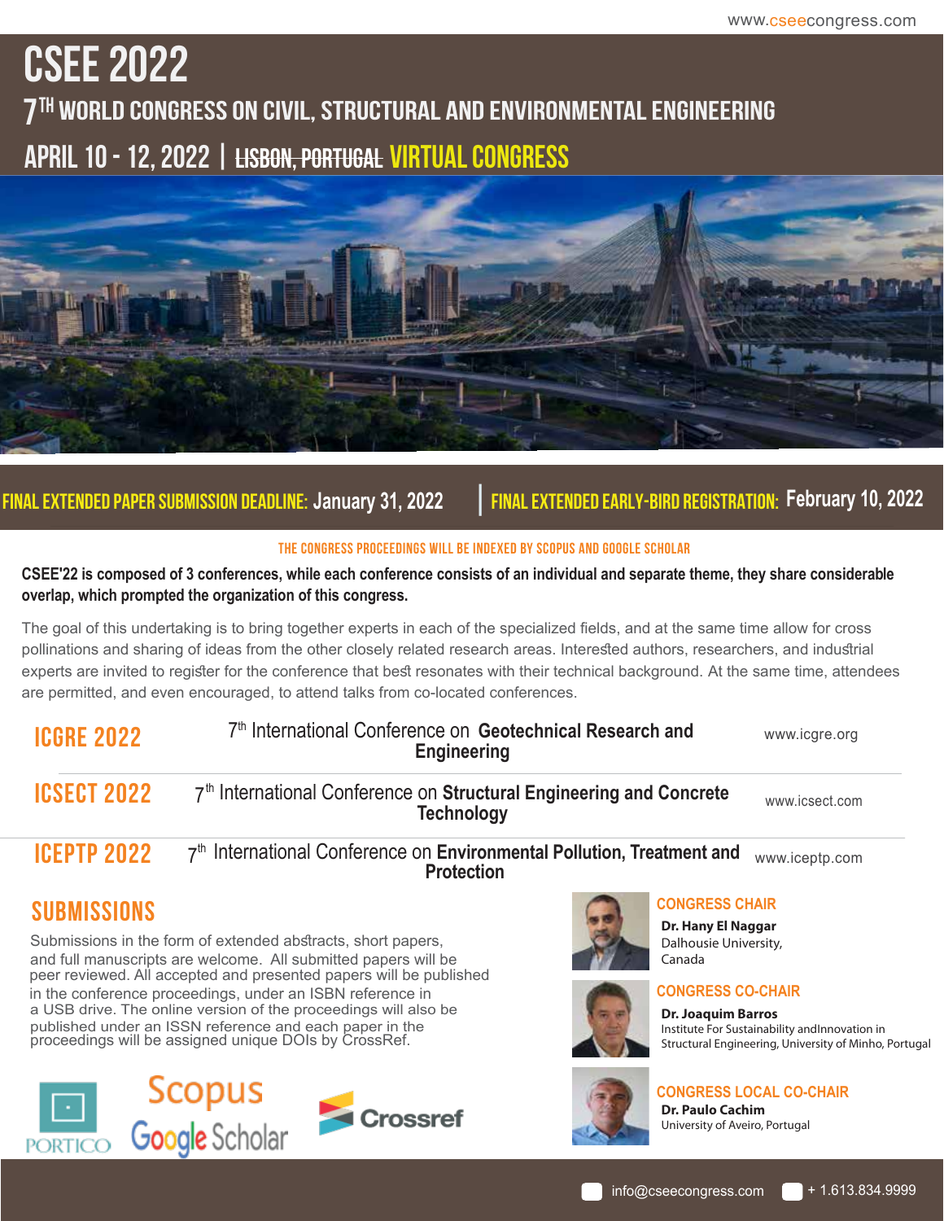www.cseecongress.com

# CSEE 2022

## 7TH WORLD CONGRESS ON CIVIL, STRUCTURAL AND ENVIRONMENTAL ENGINEERING

## APRIL 10 - 12, 2022 | ~~LISBON, PORTUGAL~~ VIRTUAL CONGRESS

**FINAL EXTENDED PAPER SUBMISSION DEADLINE: January 31, 2022** | **FINAL EXTENDED EARLY-BIRD REGISTRATION: February 10, 2022**

THE CONGRESS PROCEEDINGS WILL BE INDEXED BY SCOPUS AND GOOGLE SCHOLAR

**CSEE'22 is composed of 3 conferences, while each conference consists of an individual and separate theme, they share considerable overlap, which prompted the organization of this congress.**

The goal of this undertaking is to bring together experts in each of the specialized fields, and at the same time allow for cross pollinations and sharing of ideas from the other closely related research areas. Interested authors, researchers, and industrial experts are invited to register for the conference that best resonates with their technical background. At the same time, attendees are permitted, and even encouraged, to attend talks from co-located conferences.

| | | |
|---|---|---|
| ICGRE 2022 | 7th International Conference on **Geotechnical Research and Engineering** | www.icgre.org |
| ICSECT 2022 | 7th International Conference on **Structural Engineering and Concrete Technology** | www.icsect.com |
| ICEPTP 2022 | 7th International Conference on **Environmental Pollution, Treatment and Protection** | www.iceptp.com |

## SUBMISSIONS

Submissions in the form of extended abstracts, short papers, and full manuscripts are welcome. All submitted papers will be peer reviewed. All accepted and presented papers will be published in the conference proceedings, under an ISBN reference in a USB drive. The online version of the proceedings will also be published under an ISSN reference and each paper in the proceedings will be assigned unique DOIs by CrossRef.

PORTICO Scopus Google Scholar Crossref

### CONGRESS CHAIR
**Dr. Hany El Naggar**
Dalhousie University, Canada

### CONGRESS CO-CHAIR
**Dr. Joaquim Barros**
Institute For Sustainability andInnovation in Structural Engineering, University of Minho, Portugal

### CONGRESS LOCAL CO-CHAIR
**Dr. Paulo Cachim**
University of Aveiro, Portugal

info@cseecongress.com + 1.613.834.9999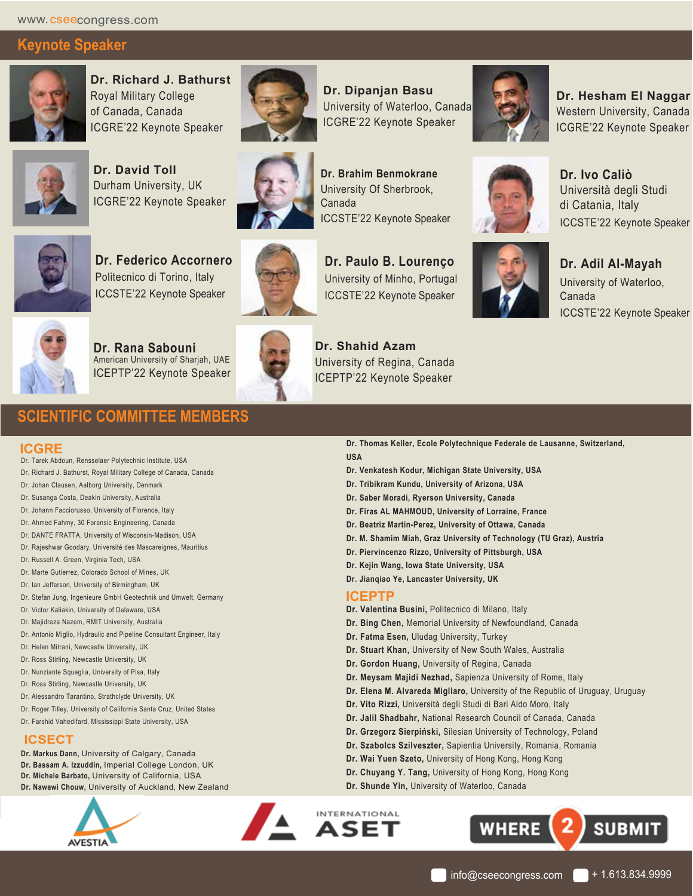www.cseecongress.com

## Keynote Speaker

**Dr. Richard J. Bathurst**
Royal Military College of Canada, Canada
ICGRE'22 Keynote Speaker

**Dr. Dipanjan Basu**
University of Waterloo, Canada
ICGRE'22 Keynote Speaker

**Dr. Hesham El Naggar**
Western University, Canada
ICGRE'22 Keynote Speaker

**Dr. David Toll**
Durham University, UK
ICGRE'22 Keynote Speaker

**Dr. Brahim Benmokrane**
University Of Sherbrook, Canada
ICCSTE'22 Keynote Speaker

**Dr. Ivo Caliò**
Università degli Studi di Catania, Italy
ICCSTE'22 Keynote Speaker

**Dr. Federico Accornero**
Politecnico di Torino, Italy
ICCSTE'22 Keynote Speaker

**Dr. Paulo B. Lourenço**
University of Minho, Portugal
ICCSTE'22 Keynote Speaker

**Dr. Adil Al-Mayah**
University of Waterloo, Canada
ICCSTE'22 Keynote Speaker

**Dr. Rana Sabouni**
American University of Sharjah, UAE
ICEPTP'22 Keynote Speaker

**Dr. Shahid Azam**
University of Regina, Canada
ICEPTP'22 Keynote Speaker

## SCIENTIFIC COMMITTEE MEMBERS

### ICGRE

Dr. Tarek Abdoun, Rensselaer Polytechnic Institute, USA
Dr. Richard J. Bathurst, Royal Military College of Canada, Canada
Dr. Johan Clausen, Aalborg University, Denmark
Dr. Susanga Costa, Deakin University, Australia
Dr. Johann Facciorusso, University of Florence, Italy
Dr. Ahmed Fahmy, 30 Forensic Engineering, Canada
Dr. DANTE FRATTA, University of Wisconsin-Madison, USA
Dr. Rajeshwar Goodary, Université des Mascareignes, Mauritius
Dr. Russell A. Green, Virginia Tech, USA
Dr. Marte Gutierrez, Colorado School of Mines, UK
Dr. Ian Jefferson, University of Birmingham, UK
Dr. Stefan Jung, Ingenieure GmbH Geotechnik und Umwelt, Germany
Dr. Victor Kaliakin, University of Delaware, USA
Dr. Majidreza Nazem, RMIT University, Australia
Dr. Antonio Miglio, Hydraulic and Pipeline Consultant Engineer, Italy
Dr. Helen Mitrani, Newcastle University, UK
Dr. Ross Stirling, Newcastle University, UK
Dr. Nunziante Squeglia, University of Pisa, Italy
Dr. Ross Stirling, Newcastle University, UK
Dr. Alessandro Tarantino, Strathclyde University, UK
Dr. Roger Tilley, University of California Santa Cruz, United States
Dr. Farshid Vahedifard, Mississippi State University, USA
**Dr. Thomas Keller, Ecole Polytechnique Federale de Lausanne, Switzerland, USA**
**Dr. Venkatesh Kodur, Michigan State University, USA**
**Dr. Tribikram Kundu, University of Arizona, USA**
**Dr. Saber Moradi, Ryerson University, Canada**
**Dr. Firas AL MAHMOUD, University of Lorraine, France**
**Dr. Beatriz Martin-Perez, University of Ottawa, Canada**
**Dr. M. Shamim Miah, Graz University of Technology (TU Graz), Austria**
**Dr. Piervincenzo Rizzo, University of Pittsburgh, USA**
**Dr. Kejin Wang, Iowa State University, USA**
**Dr. Jianqiao Ye, Lancaster University, UK**

### ICSECT

**Dr. Markus Dann,** University of Calgary, Canada
**Dr. Bassam A. Izzuddin,** Imperial College London, UK
**Dr. Michele Barbato,** University of California, USA
**Dr. Nawawi Chouw,** University of Auckland, New Zealand

### ICEPTP

**Dr. Valentina Busini,** Politecnico di Milano, Italy
**Dr. Bing Chen,** Memorial University of Newfoundland, Canada
**Dr. Fatma Esen,** Uludag University, Turkey
**Dr. Stuart Khan,** University of New South Wales, Australia
**Dr. Gordon Huang,** University of Regina, Canada
**Dr. Meysam Majidi Nezhad,** Sapienza University of Rome, Italy
**Dr. Elena M. Alvareda Migliaro,** University of the Republic of Uruguay, Uruguay
**Dr. Vito Rizzi,** Università degli Studi di Bari Aldo Moro, Italy
**Dr. Jalil Shadbahr,** National Research Council of Canada, Canada
**Dr. Grzegorz Sierpiński,** Silesian University of Technology, Poland
**Dr. Szabolcs Szilveszter,** Sapientia University, Romania, Romania
**Dr. Wai Yuen Szeto,** University of Hong Kong, Hong Kong
**Dr. Chuyang Y. Tang,** University of Hong Kong, Hong Kong
**Dr. Shunde Yin,** University of Waterloo, Canada

AVESTIA | INTERNATIONAL ASET | WHERE 2 SUBMIT

info@cseecongress.com | + 1.613.834.9999